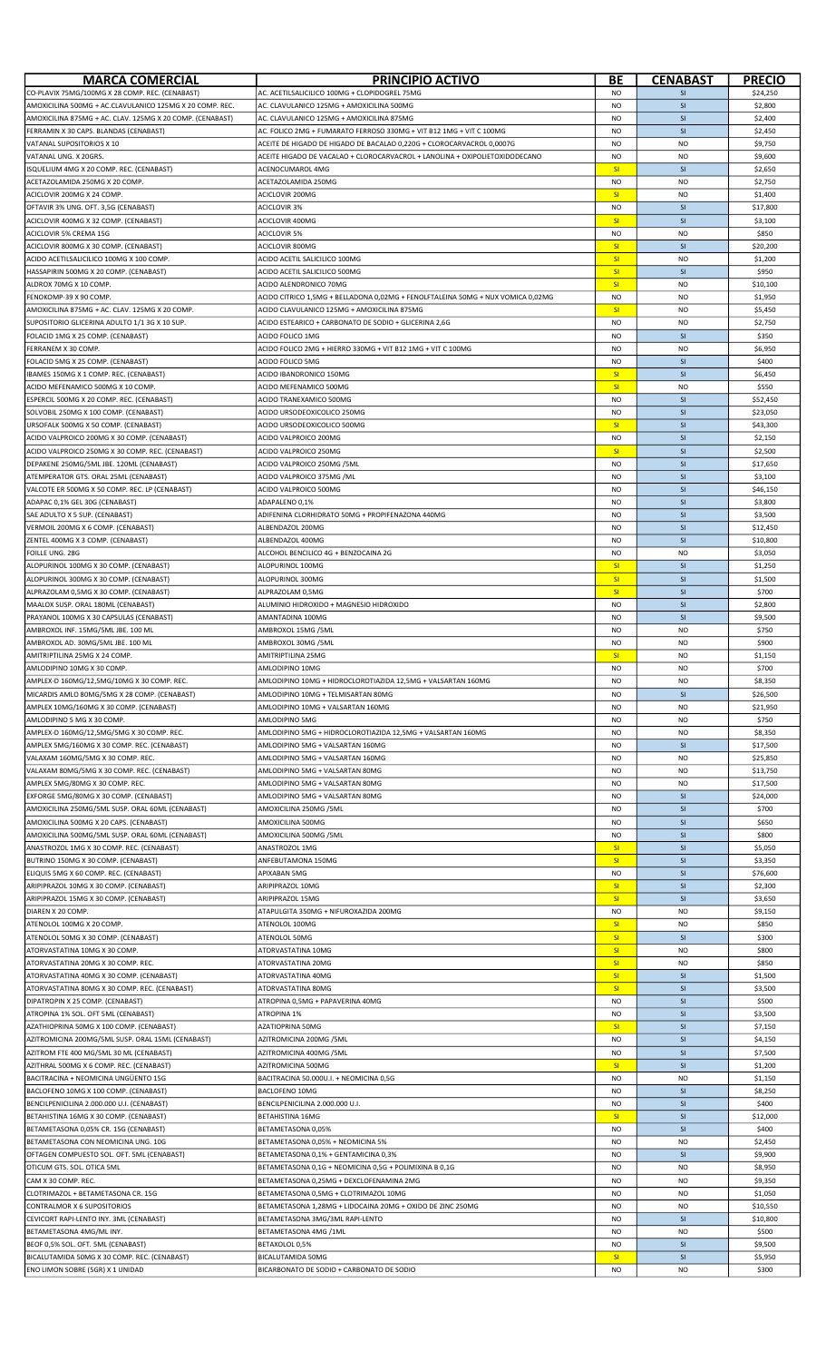| MARCA COMERCIAL | PRINCIPIO ACTIVO | BE | CENABAST | PRECIO |
| --- | --- | --- | --- | --- |
| CO-PLAVIX 75MG/100MG X 28 COMP. REC. (CENABAST) | AC. ACETILSALICILICO 100MG + CLOPIDOGREL 75MG | NO | SI | $24,250 |
| AMOXICILINA 500MG + AC.CLAVULANICO 125MG X 20 COMP. REC. | AC. CLAVULANICO 125MG + AMOXICILINA 500MG | NO | SI | $2,800 |
| AMOXICILINA 875MG + AC. CLAV. 125MG X 20 COMP. (CENABAST) | AC. CLAVULANICO 125MG + AMOXICILINA 875MG | NO | SI | $2,400 |
| FERRAMIN X 30 CAPS. BLANDAS (CENABAST) | AC. FOLICO 2MG + FUMARATO FERROSO 330MG + VIT B12 1MG + VIT C 100MG | NO | SI | $2,450 |
| VATANAL SUPOSITORIOS X 10 | ACEITE DE HIGADO DE HIGADO DE BACALAO 0,220G + CLOROCARVACROL 0,0007G | NO | NO | $9,750 |
| VATANAL UNG. X 20GRS. | ACEITE HIGADO DE VACALAO + CLOROCARVACROL + LANOLINA + OXIPOLIETOXIDODECANO | NO | NO | $9,600 |
| ISQUELIUM 4MG X 20 COMP. REC. (CENABAST) | ACENOCUMAROL 4MG | SI | SI | $2,650 |
| ACETAZOLAMIDA 250MG X 20 COMP. | ACETAZOLAMIDA 250MG | NO | NO | $2,750 |
| ACICLOVIR 200MG X 24 COMP. | ACICLOVIR 200MG | SI | NO | $1,400 |
| OFTAVIR 3% UNG. OFT. 3,5G (CENABAST) | ACICLOVIR 3% | NO | SI | $17,800 |
| ACICLOVIR 400MG X 32 COMP. (CENABAST) | ACICLOVIR 400MG | SI | SI | $3,100 |
| ACICLOVIR 5% CREMA 15G | ACICLOVIR 5% | NO | NO | $850 |
| ACICLOVIR 800MG X 30 COMP. (CENABAST) | ACICLOVIR 800MG | SI | SI | $20,200 |
| ACIDO ACETILSALICILICO 100MG X 100 COMP. | ACIDO ACETIL SALICILICO 100MG | SI | NO | $1,200 |
| HASSAPIRIN 500MG X 20 COMP. (CENABAST) | ACIDO ACETIL SALICILICO 500MG | SI | SI | $950 |
| ALDROX 70MG X 10 COMP. | ACIDO ALENDRONICO 70MG | SI | NO | $10,100 |
| FENOKOMP-39 X 90 COMP. | ACIDO CITRICO 1,5MG + BELLADONA 0,02MG + FENOLFTALEINA 50MG + NUX VOMICA 0,02MG | NO | NO | $1,950 |
| AMOXICILINA 875MG + AC. CLAV. 125MG X 20 COMP. | ACIDO CLAVULANICO 125MG + AMOXICILINA 875MG | SI | NO | $5,450 |
| SUPOSITORIO GLICERINA ADULTO 1/1 3G X 10 SUP. | ACIDO ESTEARICO + CARBONATO DE SODIO + GLICERINA 2,6G | NO | NO | $2,750 |
| FOLACID 1MG X 25 COMP. (CENABAST) | ACIDO FOLICO 1MG | NO | SI | $350 |
| FERRANEM X 30 COMP. | ACIDO FOLICO 2MG + HIERRO 330MG + VIT B12 1MG + VIT C 100MG | NO | NO | $6,950 |
| FOLACID 5MG X 25 COMP. (CENABAST) | ACIDO FOLICO 5MG | NO | SI | $400 |
| IBAMES 150MG X 1 COMP. REC. (CENABAST) | ACIDO IBANDRONICO 150MG | SI | SI | $6,450 |
| ACIDO MEFENAMICO 500MG X 10 COMP. | ACIDO MEFENAMICO 500MG | SI | NO | $550 |
| ESPERCIL 500MG X 20 COMP. REC. (CENABAST) | ACIDO TRANEXAMICO 500MG | NO | SI | $52,450 |
| SOLVOBIL 250MG X 100 COMP. (CENABAST) | ACIDO URSODEOXICOLICO 250MG | NO | SI | $23,050 |
| URSOFALK 500MG X 50 COMP. (CENABAST) | ACIDO URSODEOXICOLICO 500MG | SI | SI | $43,300 |
| ACIDO VALPROICO 200MG X 30 COMP. (CENABAST) | ACIDO VALPROICO 200MG | NO | SI | $2,150 |
| ACIDO VALPROICO 250MG X 30 COMP. REC. (CENABAST) | ACIDO VALPROICO 250MG | SI | SI | $2,500 |
| DEPAKENE 250MG/5ML JBE. 120ML (CENABAST) | ACIDO VALPROICO 250MG /5ML | NO | SI | $17,650 |
| ATEMPERATOR GTS. ORAL 25ML (CENABAST) | ACIDO VALPROICO 375MG /ML | NO | SI | $3,100 |
| VALCOTE ER 500MG X 50 COMP. REC. LP (CENABAST) | ACIDO VALPROICO 500MG | NO | SI | $46,150 |
| ADAPAC 0,1% GEL 30G (CENABAST) | ADAPALENO 0,1% | NO | SI | $3,800 |
| SAE ADULTO X 5 SUP. (CENABAST) | ADIFENINA CLORHIDRATO 50MG + PROPIFENAZONA 440MG | NO | SI | $3,500 |
| VERMOIL 200MG X 6 COMP. (CENABAST) | ALBENDAZOL 200MG | NO | SI | $12,450 |
| ZENTEL 400MG X 3 COMP. (CENABAST) | ALBENDAZOL 400MG | NO | SI | $10,800 |
| FOILLE UNG. 28G | ALCOHOL BENCILICO 4G + BENZOCAINA 2G | NO | NO | $3,050 |
| ALOPURINOL 100MG X 30 COMP. (CENABAST) | ALOPURINOL 100MG | SI | SI | $1,250 |
| ALOPURINOL 300MG X 30 COMP. (CENABAST) | ALOPURINOL 300MG | SI | SI | $1,500 |
| ALPRAZOLAM 0,5MG X 30 COMP. (CENABAST) | ALPRAZOLAM 0,5MG | SI | SI | $700 |
| MAALOX SUSP. ORAL 180ML (CENABAST) | ALUMINIO HIDROXIDO + MAGNESIO HIDROXIDO | NO | SI | $2,800 |
| PRAYANOL 100MG X 30 CAPSULAS (CENABAST) | AMANTADINA 100MG | NO | SI | $9,500 |
| AMBROXOL INF. 15MG/5ML JBE. 100 ML | AMBROXOL 15MG /5ML | NO | NO | $750 |
| AMBROXOL AD. 30MG/5ML JBE. 100 ML | AMBROXOL 30MG /5ML | NO | NO | $900 |
| AMITRIPTILINA 25MG X 24 COMP. | AMITRIPTILINA 25MG | SI | NO | $1,150 |
| AMLODIPINO 10MG X 30 COMP. | AMLODIPINO 10MG | NO | NO | $700 |
| AMPLEX-D 160MG/12,5MG/10MG X 30 COMP. REC. | AMLODIPINO 10MG + HIDROCLOROTIAZIDA 12,5MG + VALSARTAN 160MG | NO | NO | $8,350 |
| MICARDIS AMLO 80MG/5MG X 28 COMP. (CENABAST) | AMLODIPINO 10MG + TELMISARTAN 80MG | NO | SI | $26,500 |
| AMPLEX 10MG/160MG X 30 COMP. (CENABAST) | AMLODIPINO 10MG + VALSARTAN 160MG | NO | NO | $21,950 |
| AMLODIPINO 5 MG X 30 COMP. | AMLODIPINO 5MG | NO | NO | $750 |
| AMPLEX-D 160MG/12,5MG/5MG X 30 COMP. REC. | AMLODIPINO 5MG + HIDROCLOROTIAZIDA 12,5MG + VALSARTAN 160MG | NO | NO | $8,350 |
| AMPLEX 5MG/160MG X 30 COMP. REC. (CENABAST) | AMLODIPINO 5MG + VALSARTAN 160MG | NO | SI | $17,500 |
| VALAXAM 160MG/5MG X 30 COMP. REC. | AMLODIPINO 5MG + VALSARTAN 160MG | NO | NO | $25,850 |
| VALAXAM 80MG/5MG X 30 COMP. REC. (CENABAST) | AMLODIPINO 5MG + VALSARTAN 80MG | NO | NO | $13,750 |
| AMPLEX 5MG/80MG X 30 COMP. REC. | AMLODIPINO 5MG + VALSARTAN 80MG | NO | NO | $17,500 |
| EXFORGE 5MG/80MG X 30 COMP. (CENABAST) | AMLODIPINO 5MG + VALSARTAN 80MG | NO | SI | $24,000 |
| AMOXICILINA 250MG/5ML SUSP. ORAL 60ML (CENABAST) | AMOXICILINA 250MG /5ML | NO | SI | $700 |
| AMOXICILINA 500MG X 20 CAPS. (CENABAST) | AMOXICILINA 500MG | NO | SI | $650 |
| AMOXICILINA 500MG/5ML SUSP. ORAL 60ML (CENABAST) | AMOXICILINA 500MG /5ML | NO | SI | $800 |
| ANASTROZOL 1MG X 30 COMP. REC. (CENABAST) | ANASTROZOL 1MG | SI | SI | $5,050 |
| BUTRINO 150MG X 30 COMP. (CENABAST) | ANFEBUTAMONA 150MG | SI | SI | $3,350 |
| ELIQUIS 5MG X 60 COMP. REC. (CENABAST) | APIXABAN 5MG | NO | SI | $76,600 |
| ARIPIPRAZOL 10MG X 30 COMP. (CENABAST) | ARIPIPRAZOL 10MG | SI | SI | $2,300 |
| ARIPIPRAZOL 15MG X 30 COMP. (CENABAST) | ARIPIPRAZOL 15MG | SI | SI | $3,650 |
| DIAREN X 20 COMP. | ATAPULGITA 350MG + NIFUROXAZIDA 200MG | NO | NO | $9,150 |
| ATENOLOL 100MG X 20 COMP. | ATENOLOL 100MG | SI | NO | $850 |
| ATENOLOL 50MG X 30 COMP. (CENABAST) | ATENOLOL 50MG | SI | SI | $300 |
| ATORVASTATINA 10MG X 30 COMP. | ATORVASTATINA 10MG | SI | NO | $800 |
| ATORVASTATINA 20MG X 30 COMP. REC. | ATORVASTATINA 20MG | SI | NO | $850 |
| ATORVASTATINA 40MG X 30 COMP. (CENABAST) | ATORVASTATINA 40MG | SI | SI | $1,500 |
| ATORVASTATINA 80MG X 30 COMP. REC. (CENABAST) | ATORVASTATINA 80MG | SI | SI | $3,500 |
| DIPATROPIN X 25 COMP. (CENABAST) | ATROPINA 0,5MG + PAPAVERINA 40MG | NO | SI | $500 |
| ATROPINA 1% SOL. OFT 5ML (CENABAST) | ATROPINA 1% | NO | SI | $3,500 |
| AZATHIOPRINA 50MG X 100 COMP. (CENABAST) | AZATIOPRINA 50MG | SI | SI | $7,150 |
| AZITROMICINA 200MG/5ML SUSP. ORAL 15ML (CENABAST) | AZITROMICINA 200MG /5ML | NO | SI | $4,150 |
| AZITROM FTE 400 MG/5ML 30 ML (CENABAST) | AZITROMICINA 400MG /5ML | NO | SI | $7,500 |
| AZITHRAL 500MG X 6 COMP. REC. (CENABAST) | AZITROMICINA 500MG | SI | SI | $1,200 |
| BACITRACINA + NEOMICINA UNGÜENTO 15G | BACITRACINA 50.000U.I. + NEOMICINA 0,5G | NO | NO | $1,150 |
| BACLOFENO 10MG X 100 COMP. (CENABAST) | BACLOFENO 10MG | NO | SI | $8,250 |
| BENCILPENICILINA 2.000.000 U.I. (CENABAST) | BENCILPENICILINA 2.000.000 U.I. | NO | SI | $400 |
| BETAHISTINA 16MG X 30 COMP. (CENABAST) | BETAHISTINA 16MG | SI | SI | $12,000 |
| BETAMETASONA 0,05% CR. 15G (CENABAST) | BETAMETASONA 0,05% | NO | SI | $400 |
| BETAMETASONA CON NEOMICINA UNG. 10G | BETAMETASONA 0,05% + NEOMICINA 5% | NO | NO | $2,450 |
| OFTAGEN COMPUESTO SOL. OFT. 5ML (CENABAST) | BETAMETASONA 0,1% + GENTAMICINA 0,3% | NO | SI | $9,900 |
| OTICUM GTS. SOL. OTICA 5ML | BETAMETASONA 0,1G + NEOMICINA 0,5G + POLIMIXINA B 0,1G | NO | NO | $8,950 |
| CAM X 30 COMP. REC. | BETAMETASONA 0,25MG + DEXCLOFENAMINA 2MG | NO | NO | $9,350 |
| CLOTRIMAZOL + BETAMETASONA CR. 15G | BETAMETASONA 0,5MG + CLOTRIMAZOL 10MG | NO | NO | $1,050 |
| CONTRALMOR X 6 SUPOSITORIOS | BETAMETASONA 1,28MG + LIDOCAINA 20MG + OXIDO DE ZINC 250MG | NO | NO | $10,550 |
| CEVICORT RAPI-LENTO INY. 3ML (CENABAST) | BETAMETASONA 3MG/3ML RAPI-LENTO | NO | SI | $10,800 |
| BETAMETASONA 4MG/ML INY. | BETAMETASONA 4MG /1ML | NO | NO | $500 |
| BEOF 0,5% SOL. OFT. 5ML (CENABAST) | BETAXOLOL 0,5% | NO | SI | $9,500 |
| BICALUTAMIDA 50MG X 30 COMP. REC. (CENABAST) | BICALUTAMIDA 50MG | SI | SI | $5,950 |
| ENO LIMON SOBRE (5GR) X 1 UNIDAD | BICARBONATO DE SODIO + CARBONATO DE SODIO | NO | NO | $300 |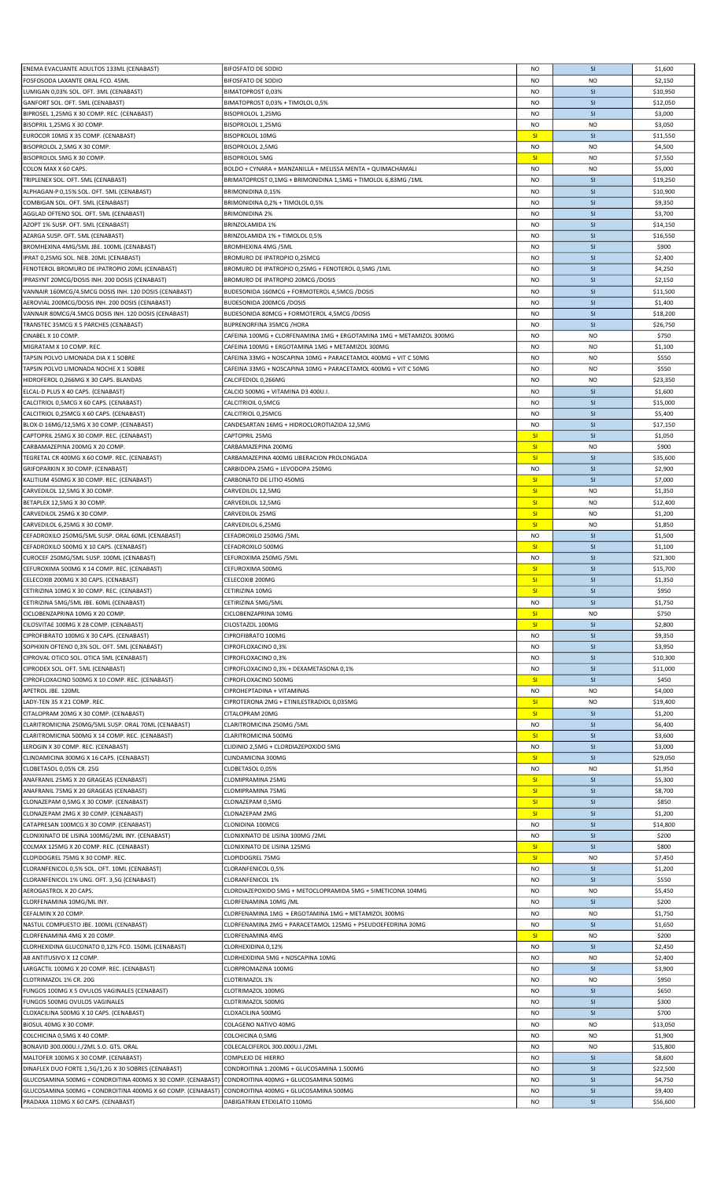| | | | | |
|---|---|---|---|---|
| ENEMA EVACUANTE ADULTOS 133ML (CENABAST) | BIFOSFATO DE SODIO | NO | SI | $1,600 |
| FOSFOSODA LAXANTE ORAL FCO. 45ML | BIFOSFATO DE SODIO | NO | NO | $2,150 |
| LUMIGAN 0,03% SOL. OFT. 3ML (CENABAST) | BIMATOPROST 0,03% | NO | SI | $10,950 |
| GANFORT SOL. OFT. 5ML (CENABAST) | BIMATOPROST 0,03% + TIMOLOL 0,5% | NO | SI | $12,050 |
| BIPROSEL 1,25MG X 30 COMP. REC. (CENABAST) | BISOPROLOL 1,25MG | NO | SI | $3,000 |
| BISOPRIL 1,25MG X 30 COMP. | BISOPROLOL 1,25MG | NO | NO | $3,050 |
| EUROCOR 10MG X 35 COMP. (CENABAST) | BISOPROLOL 10MG | SI | SI | $11,550 |
| BISOPROLOL 2,5MG X 30 COMP. | BISOPROLOL 2,5MG | NO | NO | $4,500 |
| BISOPROLOL 5MG X 30 COMP. | BISOPROLOL 5MG | SI | NO | $7,550 |
| COLON MAX X 60 CAPS. | BOLDO + CYNARA + MANZANILLA + MELISSA MENTA + QUIMACHAMALI | NO | NO | $5,000 |
| TRIPLENEX SOL. OFT. 5ML (CENABAST) | BRIMATOPROST 0,1MG + BRIMONIDINA 1,5MG + TIMOLOL 6,83MG /1ML | NO | SI | $19,250 |
| ALPHAGAN-P 0,15% SOL. OFT. 5ML (CENABAST) | BRIMONIDINA 0,15% | NO | SI | $10,900 |
| COMBIGAN SOL. OFT. 5ML (CENABAST) | BRIMONIDINA 0,2% + TIMOLOL 0,5% | NO | SI | $9,350 |
| AGGLAD OFTENO SOL. OFT. 5ML (CENABAST) | BRIMONIDINA 2% | NO | SI | $3,700 |
| AZOPT 1% SUSP. OFT. 5ML (CENABAST) | BRINZOLAMIDA 1% | NO | SI | $14,150 |
| AZARGA SUSP. OFT. 5ML (CENABAST) | BRINZOLAMIDA 1% + TIMOLOL 0,5% | NO | SI | $16,550 |
| BROMHEXINA 4MG/5ML JBE. 100ML (CENABAST) | BROMHEXINA 4MG /5ML | NO | SI | $900 |
| IPRAT 0,25MG SOL. NEB. 20ML (CENABAST) | BROMURO DE IPATROPIO 0,25MCG | NO | SI | $2,400 |
| FENOTEROL BROMURO DE IPATROPIO 20ML (CENABAST) | BROMURO DE IPATROPIO 0,25MG + FENOTEROL 0,5MG /1ML | NO | SI | $4,250 |
| IPRASYNT 20MCG/DOSIS INH. 200 DOSIS (CENABAST) | BROMURO DE IPATROPIO 20MCG /DOSIS | NO | SI | $2,150 |
| VANNAIR 160MCG/4.5MCG DOSIS INH. 120 DOSIS (CENABAST) | BUDESONIDA 160MCG + FORMOTEROL 4,5MCG /DOSIS | NO | SI | $11,500 |
| AEROVIAL 200MCG/DOSIS INH. 200 DOSIS (CENABAST) | BUDESONIDA 200MCG /DOSIS | NO | SI | $1,400 |
| VANNAIR 80MCG/4.5MCG DOSIS INH. 120 DOSIS (CENABAST) | BUDESONIDA 80MCG + FORMOTEROL 4,5MCG /DOSIS | NO | SI | $18,200 |
| TRANSTEC 35MCG X 5 PARCHES (CENABAST) | BUPRENORFINA 35MCG /HORA | NO | SI | $26,750 |
| CINABEL X 10 COMP. | CAFEINA 100MG + CLORFENAMINA 1MG + ERGOTAMINA 1MG + METAMIZOL 300MG | NO | NO | $750 |
| MIGRATAM X 10 COMP. REC. | CAFEINA 100MG + ERGOTAMINA 1MG + METAMIZOL 300MG | NO | NO | $1,100 |
| TAPSIN POLVO LIMONADA DIA X 1 SOBRE | CAFEINA 33MG + NOSCAPINA 10MG + PARACETAMOL 400MG + VIT C 50MG | NO | NO | $550 |
| TAPSIN POLVO LIMONADA NOCHE X 1 SOBRE | CAFEINA 33MG + NOSCAPINA 10MG + PARACETAMOL 400MG + VIT C 50MG | NO | NO | $550 |
| HIDROFEROL 0,266MG X 30 CAPS. BLANDAS | CALCIFEDIOL 0,266MG | NO | NO | $23,350 |
| ELCAL-D PLUS X 40 CAPS. (CENABAST) | CALCIO 500MG + VITAMINA D3 400U.I. | NO | SI | $1,600 |
| CALCITRIOL 0,5MCG X 60 CAPS. (CENABAST) | CALCITRIOL 0,5MCG | NO | SI | $15,000 |
| CALCITRIOL 0,25MCG X 60 CAPS. (CENABAST) | CALCITRIOL 0,25MCG | NO | SI | $5,400 |
| BLOX-D 16MG/12,5MG X 30 COMP. (CENABAST) | CANDESARTAN 16MG + HIDROCLOROTIAZIDA 12,5MG | NO | SI | $17,150 |
| CAPTOPRIL 25MG X 30 COMP. REC. (CENABAST) | CAPTOPRIL 25MG | SI | SI | $1,050 |
| CARBAMAZEPINA 200MG X 20 COMP. | CARBAMAZEPINA 200MG | SI | NO | $900 |
| TEGRETAL CR 400MG X 60 COMP. REC. (CENABAST) | CARBAMAZEPINA 400MG LIBERACION PROLONGADA | SI | SI | $35,600 |
| GRIFOPARKIN X 30 COMP. (CENABAST) | CARBIDOPA 25MG + LEVODOPA 250MG | NO | SI | $2,900 |
| KALITIUM 450MG X 30 COMP. REC. (CENABAST) | CARBONATO DE LITIO 450MG | SI | SI | $7,000 |
| CARVEDILOL 12,5MG X 30 COMP. | CARVEDILOL 12,5MG | SI | NO | $1,350 |
| BETAPLEX 12,5MG X 30 COMP. | CARVEDILOL 12,5MG | SI | NO | $12,400 |
| CARVEDILOL 25MG X 30 COMP. | CARVEDILOL 25MG | SI | NO | $1,200 |
| CARVEDILOL 6,25MG X 30 COMP. | CARVEDILOL 6,25MG | SI | NO | $1,850 |
| CEFADROXILO 250MG/5ML SUSP. ORAL 60ML (CENABAST) | CEFADROXILO 250MG /5ML | NO | SI | $1,500 |
| CEFADROXILO 500MG X 10 CAPS. (CENABAST) | CEFADROXILO 500MG | SI | SI | $1,100 |
| CUROCEF 250MG/5ML SUSP. 100ML (CENABAST) | CEFUROXIMA 250MG /5ML | NO | SI | $21,300 |
| CEFUROXIMA 500MG X 14 COMP. REC. (CENABAST) | CEFUROXIMA 500MG | SI | SI | $15,700 |
| CELECOXIB 200MG X 30 CAPS. (CENABAST) | CELECOXIB 200MG | SI | SI | $1,350 |
| CETIRIZINA 10MG X 30 COMP. REC. (CENABAST) | CETIRIZINA 10MG | SI | SI | $950 |
| CETIRIZINA 5MG/5ML JBE. 60ML (CENABAST) | CETIRIZINA 5MG/5ML | NO | SI | $1,750 |
| CICLOBENZAPRINA 10MG X 20 COMP. | CICLOBENZAPRINA 10MG | SI | NO | $750 |
| CILOSVITAE 100MG X 28 COMP. (CENABAST) | CILOSTAZOL 100MG | SI | SI | $2,800 |
| CIPROFIBRATO 100MG X 30 CAPS. (CENABAST) | CIPROFIBRATO 100MG | NO | SI | $9,350 |
| SOPHIXIN OFTENO 0,3% SOL. OFT. 5ML (CENABAST) | CIPROFLOXACINO 0,3% | NO | SI | $3,950 |
| CIPROVAL OTICO SOL. OTICA 5ML (CENABAST) | CIPROFLOXACINO 0,3% | NO | SI | $10,300 |
| CIPRODEX SOL. OFT. 5ML (CENABAST) | CIPROFLOXACINO 0,3% + DEXAMETASONA 0,1% | NO | SI | $11,000 |
| CIPROFLOXACINO 500MG X 10 COMP. REC. (CENABAST) | CIPROFLOXACINO 500MG | SI | SI | $450 |
| APETROL JBE. 120ML | CIPROHEPTADINA + VITAMINAS | NO | NO | $4,000 |
| LADY-TEN 35 X 21 COMP. REC. | CIPROTERONA 2MG + ETINILESTRADIOL 0,035MG | SI | NO | $19,400 |
| CITALOPRAM 20MG X 30 COMP. (CENABAST) | CITALOPRAM 20MG | SI | SI | $1,200 |
| CLARITROMICINA 250MG/5ML SUSP. ORAL 70ML (CENABAST) | CLARITROMICINA 250MG /5ML | NO | SI | $6,400 |
| CLARITROMICINA 500MG X 14 COMP. REC. (CENABAST) | CLARITROMICINA 500MG | SI | SI | $3,600 |
| LEROGIN X 30 COMP. REC. (CENABAST) | CLIDINIO 2,5MG + CLORDIAZEPOXIDO 5MG | NO | SI | $3,000 |
| CLINDAMICINA 300MG X 16 CAPS. (CENABAST) | CLINDAMICINA 300MG | SI | SI | $29,050 |
| CLOBETASOL 0,05% CR. 25G | CLOBETASOL 0,05% | NO | NO | $1,950 |
| ANAFRANIL 25MG X 20 GRAGEAS (CENABAST) | CLOMIPRAMINA 25MG | SI | SI | $5,300 |
| ANAFRANIL 75MG X 20 GRAGEAS (CENABAST) | CLOMIPRAMINA 75MG | SI | SI | $8,700 |
| CLONAZEPAM 0,5MG X 30 COMP. (CENABAST) | CLONAZEPAM 0,5MG | SI | SI | $850 |
| CLONAZEPAM 2MG X 30 COMP. (CENABAST) | CLONAZEPAM 2MG | SI | SI | $1,200 |
| CATAPRESAN 100MCG X 30 COMP. (CENABAST) | CLONIDINA 100MCG | NO | SI | $14,800 |
| CLONIXINATO DE LISINA 100MG/2ML INY. (CENABAST) | CLONIXINATO DE LISINA 100MG /2ML | NO | SI | $200 |
| COLMAX 125MG X 20 COMP. REC. (CENABAST) | CLONIXINATO DE LISINA 125MG | SI | SI | $800 |
| CLOPIDOGREL 75MG X 30 COMP. REC. | CLOPIDOGREL 75MG | SI | NO | $7,450 |
| CLORANFENICOL 0,5% SOL. OFT. 10ML (CENABAST) | CLORANFENICOL 0,5% | NO | SI | $1,200 |
| CLORANFENICOL 1% UNG. OFT. 3,5G (CENABAST) | CLORANFENICOL 1% | NO | SI | $550 |
| AEROGASTROL X 20 CAPS. | CLORDIAZEPOXIDO 5MG + METOCLOPRAMIDA 5MG + SIMETICONA 104MG | NO | NO | $5,450 |
| CLORFENAMINA 10MG/ML INY. | CLORFENAMINA 10MG /ML | NO | SI | $200 |
| CEFALMIN X 20 COMP. | CLORFENAMINA 1MG + ERGOTAMINA 1MG + METAMIZOL 300MG | NO | NO | $1,750 |
| NASTUL COMPUESTO JBE. 100ML (CENABAST) | CLORFENAMINA 2MG + PARACETAMOL 125MG + PSEUDOEFEDRINA 30MG | NO | SI | $1,650 |
| CLORFENAMINA 4MG X 20 COMP. | CLORFENAMINA 4MG | SI | NO | $200 |
| CLORHEXIDINA GLUCONATO 0,12% FCO. 150ML (CENABAST) | CLORHEXIDINA 0,12% | NO | SI | $2,450 |
| AB ANTITUSIVO X 12 COMP. | CLORHEXIDINA 5MG + NOSCAPINA 10MG | NO | NO | $2,400 |
| LARGACTIL 100MG X 20 COMP. REC. (CENABAST) | CLORPROMAZINA 100MG | NO | SI | $3,900 |
| CLOTRIMAZOL 1% CR. 20G | CLOTRIMAZOL 1% | NO | NO | $950 |
| FUNGOS 100MG X 5 OVULOS VAGINALES (CENABAST) | CLOTRIMAZOL 100MG | NO | SI | $650 |
| FUNGOS 500MG OVULOS VAGINALES | CLOTRIMAZOL 500MG | NO | SI | $300 |
| CLOXACILINA 500MG X 10 CAPS. (CENABAST) | CLOXACILINA 500MG | NO | SI | $700 |
| BIOSUL 40MG X 30 COMP. | COLAGENO NATIVO 40MG | NO | NO | $13,050 |
| COLCHICINA 0,5MG X 40 COMP. | COLCHICINA 0,5MG | NO | NO | $1,900 |
| BONAVID 300.000U.I./2ML S.O. GTS. ORAL | COLECALCIFEROL 300.000U.I./2ML | NO | NO | $15,800 |
| MALTOFER 100MG X 30 COMP. (CENABAST) | COMPLEJO DE HIERRO | NO | SI | $8,600 |
| DINAFLEX DUO FORTE 1,5G/1,2G X 30 SOBRES (CENABAST) | CONDROITINA 1.200MG + GLUCOSAMINA 1.500MG | NO | SI | $22,500 |
| GLUCOSAMINA 500MG + CONDROITINA 400MG X 30 COMP. (CENABAST) | CONDROITINA 400MG + GLUCOSAMINA 500MG | NO | SI | $4,750 |
| GLUCOSAMINA 500MG + CONDROITINA 400MG X 60 COMP. (CENABAST) | CONDROITINA 400MG + GLUCOSAMINA 500MG | NO | SI | $9,400 |
| PRADAXA 110MG X 60 CAPS. (CENABAST) | DABIGATRAN ETEXILATO 110MG | NO | SI | $56,600 |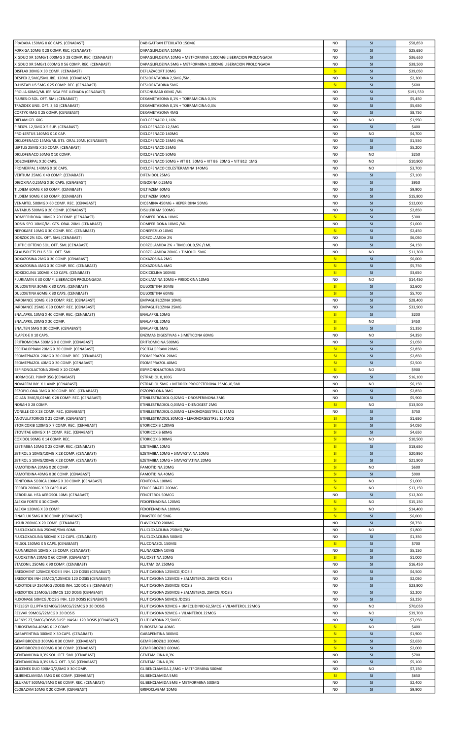| | | | | |
|---|---|---|---|---|
| PRADAXA 150MG X 60 CAPS. (CENABAST) | DABIGATRAN ETEXILATO 150MG | NO | SI | $58,850 |
| FORXIGA 10MG X 28 COMP. REC. (CENABAST) | DAPAGLIFLOZINA 10MG | NO | SI | $25,650 |
| XIGDUO XR 10MG/1.000MG X 28 COMP. REC. (CENABAST) | DAPAGLIFLOZINA 10MG + METFORMINA 1.000MG LIBERACION PROLONGADA | NO | SI | $36,650 |
| XIGDUO XR 5MG/1.000MG X 56 COMP. REC. (CENABAST) | DAPAGLIFLOZINA 5MG + METFORMINA 1.000MG LIBERACION PROLONGADA | NO | SI | $38,500 |
| DISFLAX 30MG X 30 COMP. (CENABAST) | DEFLAZACORT 30MG | SI | SI | $39,050 |
| DESPEX 2,5MG/5ML JBE. 120ML (CENABAST) | DESLORATADINA 2,5MG /5ML | NO | SI | $2,300 |
| D-HISTAPLUS 5MG X 25 COMP. REC. (CENABAST) | DESLORATADINA 5MG | SI | SI | $600 |
| PROLIA 60MG/ML JERINGA PRE LLENADA (CENABAST) | DESONUMAB 60MG /ML | NO | SI | $191,550 |
| FLURES-D SOL. OFT. 5ML (CENABAST) | DEXAMETASONA 0,1% + TOBRAMICINA 0,3% | NO | SI | $5,450 |
| TRAZIDEX UNG. OFT. 3,5G (CENABAST) | DEXAMETASONA 0,1% + TOBRAMICINA 0,3% | NO | SI | $5,650 |
| CORTYK 4MG X 25 COMP. (CENABAST) | DEXAMETASONA 4MG | NO | SI | $8,750 |
| DIFLAM GEL 60G | DICLOFENACO 1,16% | NO | NO | $1,950 |
| PIREXYL 12,5MG X 5 SUP. (CENABAST) | DICLOFENACO 12,5MG | NO | SI | $400 |
| PRO-LERTUS 140MG X 10 CAP. | DICLOFENACO 140MG | NO | NO | $4,700 |
| DICLOFENACO 15MG/ML GTS. ORAL 20ML (CENABAST) | DICLOFENACO 15MG /ML | NO | SI | $1,550 |
| LERTUS 25MG X 20 COMP. (CENABAST) | DICLOFENACO 25MG | NO | SI | $5,200 |
| DICLOFENACO 50MG X 10 COMP. | DICLOFENACO 50MG | NO | NO | $250 |
| DOLOMERPAL X 20 CAPS. | DICLOFENACO 50MG + VIT B1 50MG + VIT B6 20MG + VIT B12 1MG | NO | NO | $10,900 |
| PROMERPAL 140MG X 10 CAPS. | DICLOFENACO COLESTERAMINA 140MG | NO | NO | $3,700 |
| VERTIUM 25MG X 40 COMP. (CENABAST) | DIFENIDOL 25MG | NO | SI | $7,100 |
| DIGOXINA 0,25MG X 30 CAPS. (CENABAST) | DIGOXINA 0,25MG | NO | SI | $950 |
| TILDIEM 60MG X 60 COMP. (CENABAST) | DILTIAZEM 60MG | NO | SI | $9,900 |
| TILDIEM 90MG X 60 COMP. (CENABAST) | DILTIAZEM 90MG | NO | SI | $15,800 |
| VENARTEL 500MG X 60 COMP. REC. (CENABAST) | DIOSMINA 450MG + HEPERIDINA 50MG | NO | SI | $12,000 |
| ANTABUS 500MG X 20 COMP. (CENABAST) | DISULFIRAM 500MG | NO | SI | $2,850 |
| DOMPERIDONA 10MG X 20 COMP. (CENABAST) | DOMPERIDONA 10MG | SI | SI | $300 |
| DOSIN SPO 10MG/ML GTS. ORAL 20ML (CENABAST) | DOMPERIDONA 10MG /ML | NO | SI | $1,000 |
| NEPOKARE 10MG X 30 COMP. REC. (CENABAST) | DONEPEZILO 10MG | SI | SI | $2,450 |
| DORZOX 2% SOL. OFT. 5ML (CENABAST) | DORZOLAMIDA 2% | NO | SI | $6,050 |
| ELIPTIC OFTENO SOL. OFT. 5ML (CENABAST) | DORZOLAMIDA 2% + TIMOLOL 0,5% /1ML | NO | SI | $4,150 |
| GLAUSOLETS PLUS SOL. OFT. 5ML | DORZOLAMIDA 20MG + TIMOLOL 5MG | NO | NO | $11,300 |
| DOXAZOSINA 2MG X 30 COMP. (CENABAST) | DOXAZOSINA 2MG | SI | SI | $6,000 |
| DOXAZOSINA 4MG X 30 COMP. REC. (CENABAST) | DOXAZOSINA 4MG | SI | SI | $5,750 |
| DOXICICLINA 100MG X 10 CAPS. (CENABAST) | DOXICICLINA 100MG | SI | SI | $3,650 |
| PLURIAMIN X 30 COMP. LIBERACION PROLONGADA | DOXILAMINA 10MG + PIRIDOXINA 10MG | NO | NO | $14,450 |
| DULOXETINA 30MG X 30 CAPS. (CENABAST) | DULOXETINA 30MG | SI | SI | $2,600 |
| DULOXETINA 60MG X 30 CAPS. (CENABAST) | DULOXETINA 60MG | SI | SI | $5,700 |
| JARDIANCE 10MG X 30 COMP. REC. (CENABAST) | EMPAGLIFLOZINA 10MG | NO | SI | $28,400 |
| JARDIANCE 25MG X 30 COMP. REC. (CENABAST) | EMPAGLIFLOZINA 25MG | NO | SI | $33,900 |
| ENALAPRIL 10MG X 40 COMP. REC. (CENABAST) | ENALAPRIL 10MG | SI | SI | $200 |
| ENALAPRIL 20MG X 20 COMP. | ENALAPRIL 20MG | SI | NO | $450 |
| ENALTEN 5MG X 30 COMP. (CENABAST) | ENALAPRIL 5MG | SI | SI | $1,350 |
| FLAPEX-E X 10 CAPS. | ENZIMAS DIGESTIVAS + SIMETICONA 60MG | NO | NO | $4,350 |
| ERITROMICINA 500MG X 8 COMP. (CENABAST) | ERITROMICINA 500MG | NO | SI | $1,050 |
| ESCITALOPRAM 20MG X 30 COMP. (CENABAST) | ESCITALOPRAM 20MG | SI | SI | $2,850 |
| ESOMEPRAZOL 20MG X 30 COMP. REC. (CENABAST) | ESOMEPRAZOL 20MG | SI | SI | $2,850 |
| ESOMEPRAZOL 40MG X 30 COMP. (CENABAST) | ESOMEPRAZOL 40MG | SI | SI | $2,500 |
| ESPIRONOLACTONA 25MG X 20 COMP. | ESPIRONOLACTONA 25MG | SI | NO | $900 |
| HORMOGEL PUMP 35G (CENABAST) | ESTRADIOL 0,100G | NO | SI | $16,100 |
| NOVAFEM INY. X 1 AMP. (CENABAST) | ESTRADIOL 5MG + MEDROXIPROGESTERONA 25MG /0,5ML | NO | NO | $6,150 |
| ESZOPICLONA 3MG X 30 COMP. (CENABAST) | ESZOPICLONA 3MG | NO | SI | $2,850 |
| JOLIAN 3MG/0,02MG X 28 COMP. REC. (CENABAST) | ETINILESTRADIOL 0,02MG + DROSPERINONA 3MG | NO | SI | $5,900 |
| NORAH X 28 COMP. | ETINILESTRADIOL 0,03MG + DIENOGEST 2MG | SI | NO | $13,500 |
| VONILLE CD X 28 COMP. REC. (CENABAST) | ETINILESTRADIOL 0,03MG + LEVONORGESTREL 0,15MG | NO | SI | $750 |
| ANOVULATORIOS X 21 COMP. (CENABAST) | ETINILESTRADIOL 30MCG + LEVONORGESTREL 150MCG | SI | SI | $1,650 |
| ETORICOXIB 120MG X 7 COMP. REC. (CENABAST) | ETORICOXIB 120MG | SI | SI | $4,050 |
| ETOVITAE 60MG X 14 COMP. REC. (CENABAST) | ETORICOXIB 60MG | SI | SI | $4,650 |
| COXIDOL 90MG X 14 COMP. REC. | ETORICOXIB 90MG | SI | NO | $10,500 |
| EZETIMIBA 10MG X 28 COMP. REC. (CENABAST) | EZETIMIBA 10MG | SI | SI | $18,650 |
| ZETIROL S 10MG/10MG X 28 COMP. (CENABAST) | EZETIMIBA 10MG + SIMVASTAINA 10MG | SI | SI | $20,950 |
| ZETIROL S 10MG/20MG X 28 COMP. (CENABAST) | EZETIMIBA 10MG + SIMVASTATINA 20MG | SI | SI | $21,900 |
| FAMOTIDINA 20MG X 20 COMP. | FAMOTIDINA 20MG | SI | NO | $600 |
| FAMOTIDINA 40MG X 30 COMP. (CENABAST) | FAMOTIDINA 40MG | SI | SI | $900 |
| FENITOINA SODICA 100MG X 30 COMP. (CENABAST) | FENITOINA 100MG | SI | NO | $1,000 |
| FERBEX 200MG X 30 CAPSULAS | FENOFIBRATO 200MG | SI | NO | $13,150 |
| BERODUAL HFA AEROSOL 10ML (CENABAST) | FENOTEROL 50MCG | NO | SI | $12,300 |
| ALEXIA FORTE X 30 COMP. | FEXOFENADINA 120MG | SI | NO | $15,150 |
| ALEXIA 120MG X 30 COMP. | FEXOFENADINA 180MG | SI | NO | $14,400 |
| FINAFLUX 5MG X 30 COMP. (CENABAST) | FINASTERIDE 5MG | SI | SI | $6,000 |
| LISUR 200MG X 20 COMP. (CENABAST) | FLAVOXATO 200MG | NO | SI | $8,750 |
| FLUCLOXACILINA 250MG/5ML 60ML | FLUCLOXACILINA 250MG /5ML | NO | NO | $1,800 |
| FLUCLOXACILINA 500MG X 12 CAPS. (CENABAST) | FLUCLOXACILINA 500MG | NO | SI | $1,350 |
| FELSOL 150MG X 5 CAPS. (CENABAST) | FLUCONAZOL 150MG | SI | SI | $700 |
| FLUNARIZINA 10MG X 25 COMP. (CENABAST) | FLUNARIZINA 10MG | NO | SI | $5,150 |
| FLUOXETINA 20MG X 60 COMP. (CENABAST) | FLUOXETINA 20MG | SI | SI | $1,000 |
| ETACONIL 250MG X 90 COMP. (CENABAST) | FLUTAMIDA 250MG | NO | SI | $16,450 |
| BREXOVENT 125MCG/DOSIS INH. 120 DOSIS (CENABAST) | FLUTICASONA 125MCG /DOSIS | NO | SI | $4,500 |
| BREXOTIDE INH 25MCG/125MCG 120 DOSIS (CENABAST) | FLUTICASONA 125MCG + SALMETEROL 25MCG /DOSIS | NO | SI | $2,050 |
| FLIXOTIDE LF 250MCG /DOSIS INH. 120 DOSIS (CENABAST) | FLUTICASONA 250MCG /DOSIS | NO | SI | $23,900 |
| BREXOTIDE 25MCG/250MCG 120 DOSIS (CENABAST) | FLUTICASONA 250MCG + SALMETEROL 25MCG /DOSIS | NO | SI | $2,200 |
| FLIXONASE 50MCG /DOSIS INH. 120 DOSIS (CENABAST) | FLUTICASONA 50MCG /DOSIS | NO | SI | $3,250 |
| TRELEGY ELLIPTA 92MCG/55MCG/22MCG X 30 DOSIS | FLUTICASONA 92MCG + UMECLIDINIO 62,5MCG + VILANTEROL 22MCG | NO | NO | $70,050 |
| RELVAR 99MCG/22MCG X 30 DOSIS | FLUTICASONA 92MCG + VILANTEROL 22MCG | NO | NO | $39,700 |
| ALENYS 27,5MCG/DOSIS SUSP. NASAL 120 DOSIS (CENABAST) | FLUTICAZONA 27,5MCG | NO | SI | $7,050 |
| FUROSEMIDA 40MG X 12 COMP. | FUROSEMIDA 40MG | SI | NO | $400 |
| GABAPENTINA 300MG X 30 CAPS. (CENABAST) | GABAPENTINA 300MG | SI | SI | $1,900 |
| GEMFIBROZILO 300MG X 30 COMP. (CENABAST) | GEMFIBROZILO 300MG | SI | SI | $2,650 |
| GEMFIBROZILO 600MG X 30 COMP. (CENABAST) | GEMFIBROZILO 600MG | SI | SI | $2,000 |
| GENTAMICINA 0,3% SOL. OFT. 5ML (CENABAST) | GENTAMICINA 0,3% | NO | SI | $700 |
| GENTAMICINA 0,3% UNG. OFT. 3,5G (CENABAST) | GENTAMICINA 0,3% | NO | SI | $5,100 |
| GLICENEX DUO 500MG/2,5MG X 30 COMP. | GLIBENCLAMIDA 2,5MG + METFORMINA 500MG | NO | NO | $7,150 |
| GLIBENCLAMIDA 5MG X 60 COMP. (CENABAST) | GLIBENCLAMIDA 5MG | SI | SI | $650 |
| GLUKAUT 500MG/5MG X 60 COMP. REC. (CENABAST) | GLIBENCLAMIDA 5MG + METFORMINA 500MG | NO | SI | $2,400 |
| CLOBAZAM 10MG X 20 COMP. (CENABAST) | GRIFOCLABAM 10MG | NO | SI | $9,900 |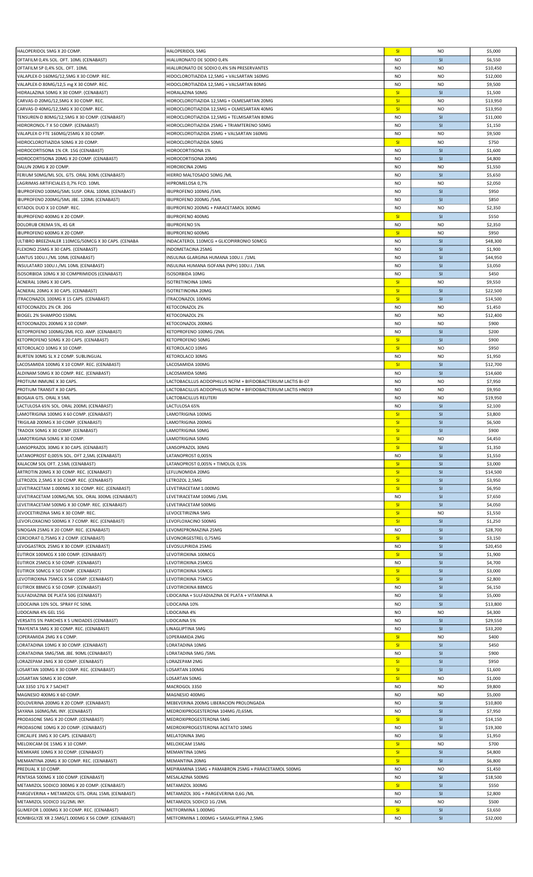| HALOPERIDOL 5MG X 20 COMP. | HALOPERIDOL 5MG | SI | NO | $5,000 |
|---|---|---|---|---|
| OFTAFILM 0,4% SOL. OFT. 10ML (CENABAST) | HIALURONATO DE SODIO 0,4% | NO | SI | $6,550 |
| OFTAFILM SP 0,4% SOL. OFT. 10ML | HIALURONATO DE SODIO 0,4% SIN PRESERVANTES | NO | NO | $10,450 |
| VALAPLEX-D 160MG/12,5MG X 30 COMP. REC. | HIDOCLOROTIAZIDA 12,5MG + VALSARTAN 160MG | NO | NO | $12,000 |
| VALAPLEX-D 80MG/12,5 mg X 30 COMP. REC. | HIDOCLOROTIAZIDA 12,5MG + VALSARTAN 80MG | NO | NO | $9,500 |
| HIDRALAZINA 50MG X 30 COMP. (CENABAST) | HIDRALAZINA 50MG | SI | SI | $1,500 |
| CARVAS-D 20MG/12,5MG X 30 COMP. REC. | HIDROCLOROTIAZIDA 12,5MG + OLMESARTAN 20MG | SI | NO | $13,950 |
| CARVAS-D 40MG/12,5MG X 30 COMP. REC. | HIDROCLOROTIAZIDA 12,5MG + OLMESARTAN 40MG | SI | NO | $13,950 |
| TENSUREN-D 80MG/12,5MG X 30 COMP. (CENABAST) | HIDROCLOROTIAZIDA 12,5MG + TELMISARTAN 80MG | NO | SI | $11,000 |
| HIDRORONOL-T X 50 COMP. (CENABAST) | HIDROCLOROTIAZIDA 25MG + TRIAMTERENO 50MG | NO | SI | $1,150 |
| VALAPLEX-D FTE 160MG/25MG X 30 COMP. | HIDROCLOROTIAZIDA 25MG + VALSARTAN 160MG | NO | NO | $9,500 |
| HIDROCLOROTIAZIDA 50MG X 20 COMP. | HIDROCLOROTIAZIDA 50MG | SI | NO | $750 |
| HIDROCORTISONA 1% CR. 15G (CENABAST) | HIDROCORTISONA 1% | NO | SI | $1,600 |
| HIDROCORTISONA 20MG X 20 COMP. (CENABAST) | HIDROCORTISONA 20MG | NO | SI | $4,800 |
| DALUN 20MG X 20 COMP. | HIDROXICINA 20MG | NO | NO | $1,550 |
| FERIUM 50MG/ML SOL. GTS. ORAL 30ML (CENABAST) | HIERRO MALTOSADO 50MG /ML | NO | SI | $5,650 |
| LAGRIMAS ARTIFICIALES 0,7% FCO. 10ML | HIPROMELOSA 0,7% | NO | NO | $2,050 |
| IBUPROFENO 100MG/5ML SUSP. ORAL 100ML (CENABAST) | IBUPROFENO 100MG /5ML | NO | SI | $950 |
| IBUPROFENO 200MG/5ML JBE. 120ML (CENABAST) | IBUPROFENO 200MG /5ML | NO | SI | $850 |
| KITADOL DUO X 10 COMP. REC. | IBUPROFENO 200MG + PARACETAMOL 300MG | NO | NO | $2,350 |
| IBUPROFENO 400MG X 20 COMP. | IBUPROFENO 400MG | SI | SI | $550 |
| DOLORUB CREMA 5%, 45 GR | IBUPROFENO 5% | NO | NO | $2,350 |
| IBUPROFENO 600MG X 20 COMP. | IBUPROFENO 600MG | SI | NO | $950 |
| ULTIBRO BREEZHALER 110MCG/50MCG X 30 CAPS. (CENABA | INDACATEROL 110MCG + GLICOPIRRONIO 50MCG | NO | SI | $48,300 |
| FLEXONO 25MG X 30 CAPS. (CENABAST) | INDOMETACINA 25MG | NO | SI | $1,900 |
| LANTUS 100U.I./ML 10ML (CENABAST) | INSULINA GLARGINA HUMANA 100U.I. /1ML | NO | SI | $44,950 |
| INSULATARD 100U.I./ML 10ML (CENABAST) | INSULINA HUMANA ISOFANA (NPH) 100U.I. /1ML | NO | SI | $3,050 |
| ISOSORBIDA 10MG X 30 COMPRIMIDOS (CENABAST) | ISOSORBIDA 10MG | NO | SI | $450 |
| ACNERAL 10MG X 30 CAPS. | ISOTRETINOINA 10MG | SI | NO | $9,550 |
| ACNERAL 20MG X 30 CAPS. (CENABAST) | ISOTRETINOINA 20MG | SI | SI | $22,500 |
| ITRACONAZOL 100MG X 15 CAPS. (CENABAST) | ITRACONAZOL 100MG | SI | SI | $14,500 |
| KETOCONAZOL 2% CR. 20G | KETOCONAZOL 2% | NO | NO | $1,450 |
| BIOGEL 2% SHAMPOO 150ML | KETOCONAZOL 2% | NO | NO | $12,400 |
| KETOCONAZOL 200MG X 10 COMP. | KETOCONAZOL 200MG | NO | NO | $900 |
| KETOPROFENO 100MG/2ML FCO. AMP. (CENABAST) | KETOPROFENO 100MG /2ML | NO | SI | $200 |
| KETOPROFENO 50MG X 20 CAPS. (CENABAST) | KETOPROFENO 50MG | SI | SI | $900 |
| KETOROLACO 10MG X 10 COMP. | KETOROLACO 10MG | SI | NO | $950 |
| BURTEN 30MG SL X 2 COMP. SUBLINGUAL | KETOROLACO 30MG | NO | NO | $1,950 |
| LACOSAMIDA 100MG X 10 COMP. REC. (CENABAST) | LACOSAMIDA 100MG | SI | SI | $12,700 |
| ALDINAM 50MG X 30 COMP. REC. (CENABAST) | LACOSAMIDA 50MG | NO | SI | $14,600 |
| PROTIUM INMUNE X 30 CAPS. | LACTOBACILLUS ACIDOPHILUS NCFM + BIFIDOBACTERIUM LACTIS Bi-07 | NO | NO | $7,950 |
| PROTIUM TRANSIT X 30 CAPS. | LACTOBACILLUS ACIDOPHILUS NCFM + BIFIDOBACTERIUM LACTIS HN019 | NO | NO | $9,950 |
| BIOGAIA GTS. ORAL X 5ML | LACTOBACILLUS REUTERI | NO | NO | $19,950 |
| LACTULOSA 65% SOL. ORAL 200ML (CENABAST) | LACTULOSA 65% | NO | SI | $2,100 |
| LAMOTRIGINA 100MG X 60 COMP. (CENABAST) | LAMOTRIGINA 100MG | SI | SI | $3,800 |
| TRIGILAB 200MG X 30 COMP. (CENABAST) | LAMOTRIGINA 200MG | SI | SI | $6,500 |
| TRADOX 50MG X 30 COMP. (CENABAST) | LAMOTRIGINA 50MG | SI | SI | $900 |
| LAMOTRIGINA 50MG X 30 COMP. | LAMOTRIGINA 50MG | SI | NO | $4,450 |
| LANSOPRAZOL 30MG X 30 CAPS. (CENABAST) | LANSOPRAZOL 30MG | SI | SI | $1,350 |
| LATANOPROST 0,005% SOL. OFT 2,5ML (CENABAST) | LATANOPROST 0,005% | NO | SI | $1,550 |
| XALACOM SOL OFT. 2,5ML (CENABAST) | LATANOPROST 0,005% + TIMOLOL 0,5% | SI | SI | $3,000 |
| ARTROTIN 20MG X 30 COMP. REC. (CENABAST) | LEFLUNOMIDA 20MG | SI | SI | $14,500 |
| LETROZOL 2,5MG X 30 COMP. REC. (CENABAST) | LETROZOL 2,5MG | SI | SI | $3,950 |
| LEVETIRACETAM 1.000MG X 30 COMP. REC. (CENABAST) | LEVETIRACETAM 1.000MG | SI | SI | $6,950 |
| LEVETIRACETAM 100MG/ML SOL. ORAL 300ML (CENABAST) | LEVETIRACETAM 100MG /1ML | NO | SI | $7,650 |
| LEVETIRACETAM 500MG X 30 COMP. REC. (CENABAST) | LEVETIRACETAM 500MG | SI | SI | $4,050 |
| LEVOCETIRIZINA 5MG X 30 COMP. REC. | LEVOCETIRIZINA 5MG | SI | NO | $1,550 |
| LEVOFLOXACINO 500MG X 7 COMP. REC. (CENABAST) | LEVOFLOXACINO 500MG | SI | SI | $1,250 |
| SINOGAN 25MG X 20 COMP. REC. (CENABAST) | LEVOMEPROMAZINA 25MG | NO | SI | $28,700 |
| CERCIORAT 0,75MG X 2 COMP. (CENABAST) | LEVONORGESTREL 0,75MG | SI | SI | $3,150 |
| LEVOGASTROL 25MG X 30 COMP. (CENABAST) | LEVOSULPIRIDA 25MG | NO | SI | $20,450 |
| EUTIROX 100MCG X 100 COMP. (CENABAST) | LEVOTIROXINA 100MCG | SI | SI | $1,900 |
| EUTIROX 25MCG X 50 COMP. (CENABAST) | LEVOTIROXINA 25MCG | NO | SI | $4,700 |
| EUTIROX 50MCG X 50 COMP. (CENABAST) | LEVOTIROXINA 50MCG | SI | SI | $3,000 |
| LEVOTIROXINA 75MCG X 56 COMP. (CENABAST) | LEVOTIROXINA 75MCG | SI | SI | $2,800 |
| EUTIROX 88MCG X 50 COMP. (CENABAST) | LEVOTIROXINA 88MCG | NO | SI | $6,150 |
| SULFADIAZINA DE PLATA 50G (CENABAST) | LIDOCAINA + SULFADIAZINA DE PLATA + VITAMINA A | NO | SI | $5,000 |
| LIDOCAINA 10% SOL. SPRAY FC 50ML | LIDOCAINA 10% | NO | SI | $13,800 |
| LIDOCAINA 4% GEL 15G | LIDOCAINA 4% | NO | NO | $4,300 |
| VERSATIS 5% PARCHES X 5 UNIDADES (CENABAST) | LIDOCAINA 5% | NO | SI | $29,550 |
| TRAYENTA 5MG X 30 COMP. REC. (CENABAST) | LINAGLIPTINA 5MG | NO | SI | $33,200 |
| LOPERAMIDA 2MG X 6 COMP. | LOPERAMIDA 2MG | SI | NO | $400 |
| LORATADINA 10MG X 30 COMP. (CENABAST) | LORATADINA 10MG | SI | SI | $450 |
| LORATADINA 5MG/5ML JBE. 90ML (CENABAST) | LORATADINA 5MG /5ML | NO | SI | $900 |
| LORAZEPAM 2MG X 30 COMP. (CENABAST) | LORAZEPAM 2MG | SI | SI | $950 |
| LOSARTAN 100MG X 30 COMP. REC. (CENABAST) | LOSARTAN 100MG | SI | SI | $1,600 |
| LOSARTAN 50MG X 30 COMP. | LOSARTAN 50MG | SI | NO | $1,000 |
| LAX 3350 17G X 7 SACHET | MACROGOL 3350 | NO | NO | $9,800 |
| MAGNESIO 400MG X 60 COMP. | MAGNESIO 400MG | NO | NO | $5,000 |
| DOLOVERINA 200MG X 20 COMP. (CENABAST) | MEBEVERINA 200MG LIBERACION PROLONGADA | NO | SI | $10,800 |
| SAYANA 160MG/ML INY. (CENABAST) | MEDROXIPROGESTERONA 104MG /0,65ML | NO | SI | $7,950 |
| PRODASONE 5MG X 20 COMP. (CENABAST) | MEDROXIPROGESTERONA 5MG | SI | SI | $14,150 |
| PRODASONE 10MG X 20 COMP. (CENABAST) | MEDROXIPROGESTERONA ACETATO 10MG | NO | SI | $19,300 |
| CIRCALIFE 3MG X 30 CAPS. (CENABAST) | MELATONINA 3MG | NO | SI | $1,950 |
| MELOXICAM DE 15MG X 10 COMP. | MELOXICAM 15MG | SI | NO | $700 |
| MEMIKARE 10MG X 30 COMP. (CENABAST) | MEMANTINA 10MG | SI | SI | $4,800 |
| MEMANTINA 20MG X 30 COMP. REC. (CENABAST) | MEMANTINA 20MG | SI | SI | $6,800 |
| PREDUAL X 10 COMP. | MEPIRAMINA 15MG + PAMABRON 25MG + PARACETAMOL 500MG | NO | NO | $1,450 |
| PENTASA 500MG X 100 COMP. (CENABAST) | MESALAZINA 500MG | NO | SI | $18,500 |
| METAMIZOL SODICO 300MG X 20 COMP. (CENABAST) | METAMIZOL 300MG | SI | SI | $550 |
| PARGEVERINA + METAMIZOL GTS. ORAL 15ML (CENABAST) | METAMIZOL 30G + PARGEVERINA 0,6G /ML | NO | SI | $2,800 |
| METAMIZOL SODICO 1G/2ML INY. | METAMIZOL SODICO 1G /2ML | NO | NO | $500 |
| GLIMEFOR 1.000MG X 30 COMP. REC. (CENABAST) | METFORMINA 1.000MG | SI | SI | $3,650 |
| KOMBIGLYZE XR 2.5MG/1.000MG X 56 COMP. (CENABAST) | METFORMINA 1.000MG + SAXAGLIPTINA 2,5MG | NO | SI | $32,000 |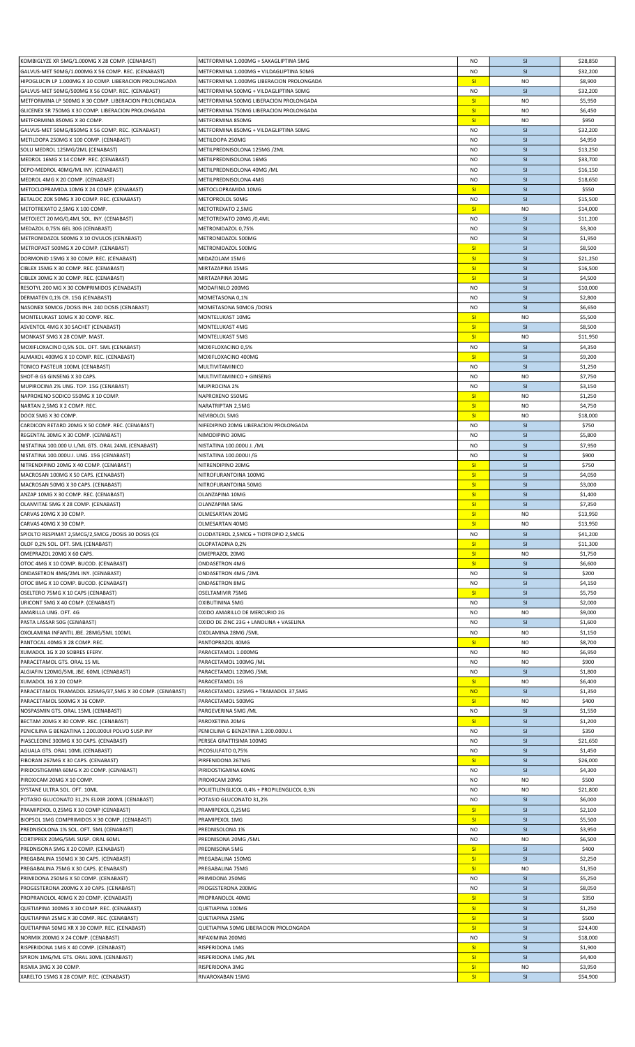| | | | | |
|---|---|---|---|---|
| KOMBIGLYZE XR 5MG/1.000MG X 28 COMP. (CENABAST) | METFORMINA 1.000MG + SAXAGLIPTINA 5MG | NO | SI | $28,850 |
| GALVUS-MET 50MG/1.000MG X 56 COMP. REC. (CENABAST) | METFORMINA 1.000MG + VILDAGLIPTINA 50MG | NO | SI | $32,200 |
| HIPOGLUCIN LP 1.000MG X 30 COMP. LIBERACION PROLONGADA | METFORMINA 1.000MG LIBERACION PROLONGADA | SI | NO | $8,900 |
| GALVUS-MET 50MG/500MG X 56 COMP. REC. (CENABAST) | METFORMINA 500MG + VILDAGLIPTINA 50MG | NO | SI | $32,200 |
| METFORMINA LP 500MG X 30 COMP. LIBERACION PROLONGADA | METFORMINA 500MG LIBERACION PROLONGADA | SI | NO | $5,950 |
| GLICENEX SR 750MG X 30 COMP. LIBERACION PROLONGADA | METFORMINA 750MG LIBERACION PROLONGADA | SI | NO | $6,450 |
| METFORMINA 850MG X 30 COMP. | METFORMINA 850MG | SI | NO | $950 |
| GALVUS-MET 50MG/850MG X 56 COMP. REC. (CENABAST) | METFORMINA 850MG + VILDAGLIPTINA 50MG | NO | SI | $32,200 |
| METILDOPA 250MG X 100 COMP. (CENABAST) | METILDOPA 250MG | NO | SI | $4,950 |
| SOLU MEDROL 125MG/2ML (CENABAST) | METILPREDNISOLONA 125MG /2ML | NO | SI | $13,250 |
| MEDROL 16MG X 14 COMP. REC. (CENABAST) | METILPREDNISOLONA 16MG | NO | SI | $33,700 |
| DEPO-MEDROL 40MG/ML INY. (CENABAST) | METILPREDNISOLONA 40MG /ML | NO | SI | $16,150 |
| MEDROL 4MG X 20 COMP. (CENABAST) | METILPREDNISOLONA 4MG | NO | SI | $18,650 |
| METOCLOPRAMIDA 10MG X 24 COMP. (CENABAST) | METOCLOPRAMIDA 10MG | SI | SI | $550 |
| BETALOC ZOK 50MG X 30 COMP. REC. (CENABAST) | METOPROLOL 50MG | NO | SI | $15,500 |
| METOTREXATO 2,5MG X 100 COMP. | METOTREXATO 2,5MG | SI | NO | $14,000 |
| METOJECT 20 MG/0,4ML SOL. INY. (CENABAST) | METOTREXATO 20MG /0,4ML | NO | SI | $11,200 |
| MEDAZOL 0,75% GEL 30G (CENABAST) | METRONIDAZOL 0,75% | NO | SI | $3,300 |
| METRONIDAZOL 500MG X 10 OVULOS (CENABAST) | METRONIDAZOL 500MG | NO | SI | $1,950 |
| METROPAST 500MG X 20 COMP. (CENABAST) | METRONIDAZOL 500MG | SI | SI | $8,500 |
| DORMONID 15MG X 30 COMP. REC. (CENABAST) | MIDAZOLAM 15MG | SI | SI | $21,250 |
| CIBLEX 15MG X 30 COMP. REC. (CENABAST) | MIRTAZAPINA 15MG | SI | SI | $16,500 |
| CIBLEX 30MG X 30 COMP. REC. (CENABAST) | MIRTAZAPINA 30MG | SI | SI | $4,500 |
| RESOTYL 200 MG X 30 COMPRIMIDOS (CENABAST) | MODAFINILO 200MG | NO | SI | $10,000 |
| DERMATEN 0,1% CR. 15G (CENABAST) | MOMETASONA 0,1% | NO | SI | $2,800 |
| NASONEX 50MCG /DOSIS INH. 240 DOSIS (CENABAST) | MOMETASONA 50MCG /DOSIS | NO | SI | $6,650 |
| MONTELUKAST 10MG X 30 COMP. REC. | MONTELUKAST 10MG | SI | NO | $5,500 |
| ASVENTOL 4MG X 30 SACHET (CENABAST) | MONTELUKAST 4MG | SI | SI | $8,500 |
| MONKAST 5MG X 28 COMP. MAST. | MONTELUKAST 5MG | SI | NO | $11,950 |
| MOXIFLOXACINO 0,5% SOL. OFT. 5ML (CENABAST) | MOXIFLOXACINO 0,5% | NO | SI | $4,350 |
| ALMAXOL 400MG X 10 COMP. REC. (CENABAST) | MOXIFLOXACINO 400MG | SI | SI | $9,200 |
| TONICO PASTEUR 100ML (CENABAST) | MULTIVITAMINICO | NO | SI | $1,250 |
| SHOT-B GS GINSENG X 30 CAPS. | MULTIVITAMINICO + GINSENG | NO | NO | $7,750 |
| MUPIROCINA 2% UNG. TOP. 15G (CENABAST) | MUPIROCINA 2% | NO | SI | $3,150 |
| NAPROXENO SODICO 550MG X 10 COMP. | NAPROXENO 550MG | SI | NO | $1,250 |
| NARTAN 2,5MG X 2 COMP. REC. | NARATRIPTAN 2,5MG | SI | NO | $4,750 |
| DOOX 5MG X 30 COMP. | NEVIBOLOL 5MG | SI | NO | $18,000 |
| CARDICON RETARD 20MG X 50 COMP. REC. (CENABAST) | NIFEDIPINO 20MG LIBERACION PROLONGADA | NO | SI | $750 |
| REGENTAL 30MG X 30 COMP. (CENABAST) | NIMODIPINO 30MG | NO | SI | $5,800 |
| NISTATINA 100.000 U.I./ML GTS. ORAL 24ML (CENABAST) | NISTATINA 100.000U.I. /ML | NO | SI | $7,950 |
| NISTATINA 100.000U.I. UNG. 15G (CENABAST) | NISTATINA 100.000UI /G | NO | SI | $900 |
| NITRENDIPINO 20MG X 40 COMP. (CENABAST) | NITRENDIPINO 20MG | SI | SI | $750 |
| MACROSAN 100MG X 50 CAPS. (CENABAST) | NITROFURANTOINA 100MG | SI | SI | $4,050 |
| MACROSAN 50MG X 30 CAPS. (CENABAST) | NITROFURANTOINA 50MG | SI | SI | $3,000 |
| ANZAP 10MG X 30 COMP. REC. (CENABAST) | OLANZAPINA 10MG | SI | SI | $1,400 |
| OLANVITAE 5MG X 28 COMP. (CENABAST) | OLANZAPINA 5MG | SI | SI | $7,350 |
| CARVAS 20MG X 30 COMP. | OLMESARTAN 20MG | SI | NO | $13,950 |
| CARVAS 40MG X 30 COMP. | OLMESARTAN 40MG | SI | NO | $13,950 |
| SPIOLTO RESPIMAT 2,5MCG/2,5MCG /DOSIS 30 DOSIS (CE | OLODATEROL 2,5MCG + TIOTROPIO 2,5MCG | NO | SI | $41,200 |
| OLOF 0,2% SOL. OFT. 5ML (CENABAST) | OLOPATADINA 0,2% | SI | SI | $11,300 |
| OMEPRAZOL 20MG X 60 CAPS. | OMEPRAZOL 20MG | SI | NO | $1,750 |
| OTOC 4MG X 10 COMP. BUCOD. (CENABAST) | ONDASETRON 4MG | SI | SI | $6,600 |
| ONDASETRON 4MG/2ML INY. (CENABAST) | ONDASETRON 4MG /2ML | NO | SI | $200 |
| OTOC 8MG X 10 COMP. BUCOD. (CENABAST) | ONDASETRON 8MG | NO | SI | $4,150 |
| OSELTERO 75MG X 10 CAPS (CENABAST) | OSELTAMIVIR 75MG | SI | SI | $5,750 |
| URICONT 5MG X 40 COMP. (CENABAST) | OXIBUTININA 5MG | NO | SI | $2,000 |
| AMARILLA UNG. OFT. 4G | OXIDO AMARILLO DE MERCURIO 2G | NO | NO | $9,000 |
| PASTA LASSAR 50G (CENABAST) | OXIDO DE ZINC 23G + LANOLINA + VASELINA | NO | SI | $1,600 |
| OXOLAMINA INFANTIL JBE. 28MG/5ML 100ML | OXOLAMINA 28MG /5ML | NO | NO | $1,150 |
| PANTOCAL 40MG X 28 COMP. REC. | PANTOPRAZOL 40MG | SI | NO | $8,700 |
| XUMADOL 1G X 20 SOBRES EFERV. | PARACETAMOL 1.000MG | NO | NO | $6,950 |
| PARACETAMOL GTS. ORAL 15 ML | PARACETAMOL 100MG /ML | NO | NO | $900 |
| ALGIAFIN 120MG/5ML JBE. 60ML (CENABAST) | PARACETAMOL 120MG /5ML | NO | SI | $1,800 |
| XUMADOL 1G X 20 COMP. | PARACETAMOL 1G | SI | NO | $6,400 |
| PARACETAMOL TRAMADOL 325MG/37,5MG X 30 COMP. (CENABAST) | PARACETAMOL 325MG + TRAMADOL 37,5MG | NO | SI | $1,350 |
| PARACETAMOL 500MG X 16 COMP. | PARACETAMOL 500MG | SI | NO | $400 |
| NOSPASMIN GTS. ORAL 15ML (CENABAST) | PARGEVERINA 5MG /ML | NO | SI | $1,550 |
| BECTAM 20MG X 30 COMP. REC. (CENABAST) | PAROXETINA 20MG | SI | SI | $1,200 |
| PENICILINA G BENZATINA 1.200.000UI POLVO SUSP.INY | PENICILINA G BENZATINA 1.200.000U.I. | NO | SI | $350 |
| PIASCLEDINE 300MG X 30 CAPS. (CENABAST) | PERSEA GRATTISIMA 100MG | NO | SI | $21,650 |
| AGUALA GTS. ORAL 10ML (CENABAST) | PICOSULFATO 0,75% | NO | SI | $1,450 |
| FIBORAN 267MG X 30 CAPS. (CENABAST) | PIRFENIDONA 267MG | SI | SI | $26,000 |
| PIRIDOSTIGMINA 60MG X 20 COMP. (CENABAST) | PIRIDOSTIGMINA 60MG | NO | SI | $4,300 |
| PIROXICAM 20MG X 10 COMP. | PIROXICAM 20MG | NO | NO | $500 |
| SYSTANE ULTRA SOL. OFT. 10ML | POLIETILENGLICOL 0,4% + PROPILENGLICOL 0,3% | NO | NO | $21,800 |
| POTASIO GLUCONATO 31,2% ELIXIR 200ML (CENABAST) | POTASIO GLUCONATO 31,2% | NO | SI | $6,000 |
| PRAMIPEXOL 0,25MG X 30 COMP (CENABAST) | PRAMIPEXOL 0,25MG | SI | SI | $2,100 |
| BIOPSOL 1MG COMPRIMIDOS X 30 COMP. (CENABAST) | PRAMIPEXOL 1MG | SI | SI | $5,500 |
| PREDNISOLONA 1% SOL. OFT. 5ML (CENABAST) | PREDNISOLONA 1% | NO | SI | $3,950 |
| CORTIPREX 20MG/5ML SUSP. ORAL 60ML | PREDNISONA 20MG /5ML | NO | NO | $6,500 |
| PREDNISONA 5MG X 20 COMP. (CENABAST) | PREDNISONA 5MG | SI | SI | $400 |
| PREGABALINA 150MG X 30 CAPS. (CENABAST) | PREGABALINA 150MG | SI | SI | $2,250 |
| PREGABALINA 75MG X 30 CAPS. (CENABAST) | PREGABALINA 75MG | SI | NO | $1,350 |
| PRIMIDONA 250MG X 50 COMP. (CENABAST) | PRIMIDONA 250MG | NO | SI | $5,250 |
| PROGESTERONA 200MG X 30 CAPS. (CENABAST) | PROGESTERONA 200MG | NO | SI | $8,050 |
| PROPRANOLOL 40MG X 20 COMP. (CENABAST) | PROPRANOLOL 40MG | SI | SI | $350 |
| QUETIAPINA 100MG X 30 COMP. REC. (CENABAST) | QUETIAPINA 100MG | SI | SI | $1,250 |
| QUETIAPINA 25MG X 30 COMP. REC. (CENABAST) | QUETIAPINA 25MG | SI | SI | $500 |
| QUETIAPINA 50MG XR X 30 COMP. REC. (CENABAST) | QUETIAPINA 50MG LIBERACION PROLONGADA | SI | SI | $24,400 |
| NORMIX 200MG X 24 COMP. (CENABAST) | RIFAXIMINA 200MG | NO | SI | $18,000 |
| RISPERIDONA 1MG X 40 COMP. (CENABAST) | RISPERIDONA 1MG | SI | SI | $1,900 |
| SPIRON 1MG/ML GTS. ORAL 30ML (CENABAST) | RISPERIDONA 1MG /ML | SI | SI | $4,400 |
| RISMIA 3MG X 30 COMP. | RISPERIDONA 3MG | SI | NO | $3,950 |
| XARELTO 15MG X 28 COMP. REC. (CENABAST) | RIVAROXABAN 15MG | SI | SI | $54,900 |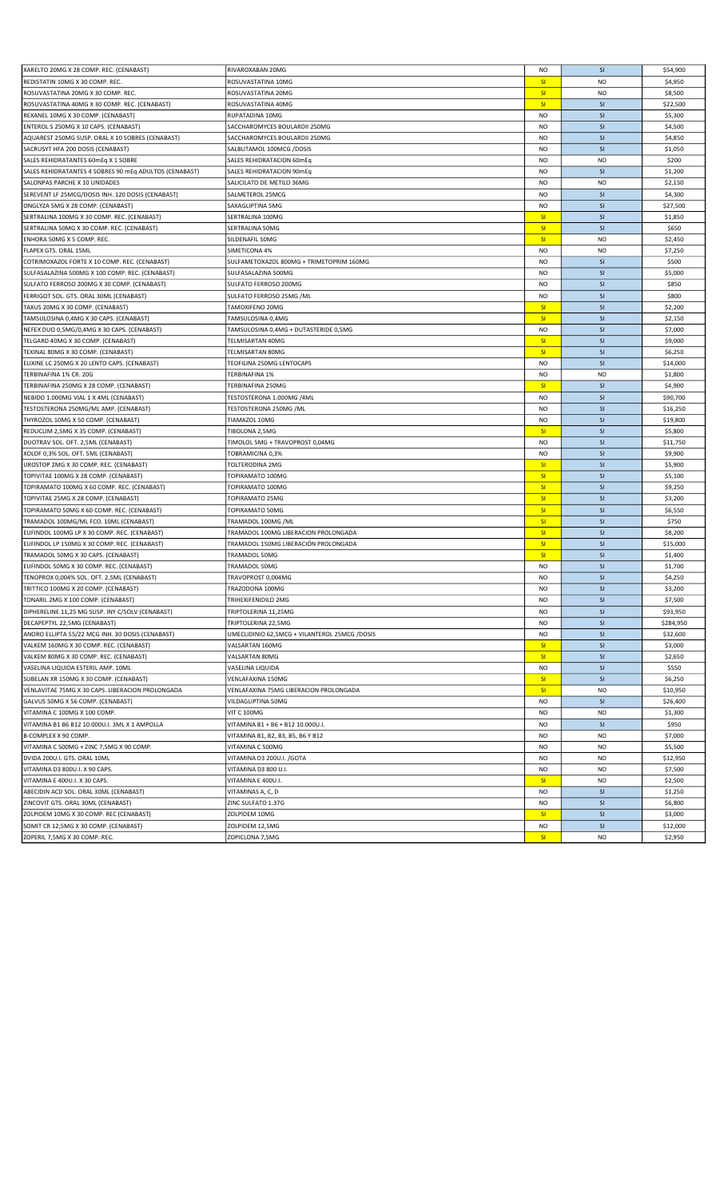| | | | | |
|---|---|---|---|---|
| XARELTO 20MG X 28 COMP. REC. (CENABAST) | RIVAROXABAN 20MG | NO | SI | $54,900 |
| REDISTATIN 10MG X 30 COMP. REC. | ROSUVASTATINA 10MG | SI | NO | $4,950 |
| ROSUVASTATINA 20MG X 30 COMP. REC. | ROSUVASTATINA 20MG | SI | NO | $8,500 |
| ROSUVASTATINA 40MG X 30 COMP. REC. (CENABAST) | ROSUVASTATINA 40MG | SI | SI | $22,500 |
| REXANEL 10MG X 30 COMP. (CENABAST) | RUPATADINA 10MG | NO | SI | $5,300 |
| ENTEROL S 250MG X 10 CAPS. (CENABAST) | SACCHAROMYCES BOULARDII 250MG | NO | SI | $4,500 |
| AQUAREST 250MG SUSP. ORAL X 10 SOBRES (CENABAST) | SACCHAROMYCES BOULARDII 250MG | NO | SI | $4,850 |
| SACRUSYT HFA 200 DOSIS (CENABAST) | SALBUTAMOL 100MCG /DOSIS | NO | SI | $1,050 |
| SALES REHIDRATANTES 60mEq X 1 SOBRE | SALES REHIDRATACION 60mEq | NO | NO | $200 |
| SALES REHIDRATANTES 4 SOBRES 90 mEq ADULTOS (CENABAST) | SALES REHIDRATACION 90mEq | NO | SI | $1,200 |
| SALONPAS PARCHE X 10 UNIDADES | SALICILATO DE METILO 36MG | NO | NO | $2,150 |
| SEREVENT LF 25MCG/DOSIS INH. 120 DOSIS (CENABAST) | SALMETEROL 25MCG | NO | SI | $4,300 |
| ONGLYZA 5MG X 28 COMP. (CENABAST) | SAXAGLIPTINA 5MG | NO | SI | $27,500 |
| SERTRALINA 100MG X 30 COMP. REC. (CENABAST) | SERTRALINA 100MG | SI | SI | $1,850 |
| SERTRALINA 50MG X 30 COMP. REC. (CENABAST) | SERTRALINA 50MG | SI | SI | $650 |
| ENHORA 50MG X 5 COMP. REC. | SILDENAFIL 50MG | SI | NO | $2,450 |
| FLAPEX GTS. ORAL 15ML | SIMETICONA 4% | NO | NO | $7,250 |
| COTRIMOXAZOL FORTE X 10 COMP. REC. (CENABAST) | SULFAMETOXAZOL 800MG + TRIMETOPRIM 160MG | NO | SI | $500 |
| SULFASALAZINA 500MG X 100 COMP. REC. (CENABAST) | SULFASALAZINA 500MG | NO | SI | $5,000 |
| SULFATO FERROSO 200MG X 30 COMP. (CENABAST) | SULFATO FERROSO 200MG | NO | SI | $850 |
| FERRIGOT SOL. GTS. ORAL 30ML (CENABAST) | SULFATO FERROSO 25MG /ML | NO | SI | $800 |
| TAXUS 20MG X 30 COMP. (CENABAST) | TAMOXIFENO 20MG | SI | SI | $2,200 |
| TAMSULOSINA 0,4MG X 30 CAPS. (CENABAST) | TAMSULOSINA 0,4MG | SI | SI | $2,150 |
| NEFEX DUO 0,5MG/0,4MG X 30 CAPS. (CENABAST) | TAMSULOSINA 0,4MG + DUTASTERIDE 0,5MG | NO | SI | $7,000 |
| TELGARD 40MG X 30 COMP. (CENABAST) | TELMISARTAN 40MG | SI | SI | $9,000 |
| TEXINAL 80MG X 30 COMP. (CENABAST) | TELMISARTAN 80MG | SI | SI | $6,250 |
| ELIXINE LC 250MG X 20 LENTO CAPS. (CENABAST) | TEOFILINA 250MG LENTOCAPS | NO | SI | $14,000 |
| TERBINAFINA 1% CR. 20G | TERBINAFINA 1% | NO | NO | $1,800 |
| TERBINAFINA 250MG X 28 COMP. (CENABAST) | TERBINAFINA 250MG | SI | SI | $4,900 |
| NEBIDO 1.000MG VIAL 1 X 4ML (CENABAST) | TESTOSTERONA 1.000MG /4ML | NO | SI | $90,700 |
| TESTOSTERONA 250MG/ML AMP. (CENABAST) | TESTOSTERONA 250MG /ML | NO | SI | $16,250 |
| THYROZOL 10MG X 50 COMP. (CENABAST) | TIAMAZOL 10MG | NO | SI | $19,800 |
| REDUCLIM 2,5MG X 35 COMP. (CENABAST) | TIBOLONA 2,5MG | SI | SI | $5,800 |
| DUOTRAV SOL. OFT. 2,5ML (CENABAST) | TIMOLOL 5MG + TRAVOPROST 0,04MG | NO | SI | $11,750 |
| XOLOF 0,3% SOL. OFT. 5ML (CENABAST) | TOBRAMICINA 0,3% | NO | SI | $9,900 |
| UROSTOP 2MG X 30 COMP. REC. (CENABAST) | TOLTERODINA 2MG | SI | SI | $5,900 |
| TOPIVITAE 100MG X 28 COMP. (CENABAST) | TOPIRAMATO 100MG | SI | SI | $5,100 |
| TOPIRAMATO 100MG X 60 COMP. REC. (CENABAST) | TOPIRAMATO 100MG | SI | SI | $9,250 |
| TOPIVITAE 25MG X 28 COMP. (CENABAST) | TOPIRAMATO 25MG | SI | SI | $3,200 |
| TOPIRAMATO 50MG X 60 COMP. REC. (CENABAST) | TOPIRAMATO 50MG | SI | SI | $6,550 |
| TRAMADOL 100MG/ML FCO. 10ML (CENABAST) | TRAMADOL 100MG /ML | SI | SI | $750 |
| EUFINDOL 100MG LP X 30 COMP. REC. (CENABAST) | TRAMADOL 100MG LIBERACION PROLONGADA | SI | SI | $8,200 |
| EUFINDOL LP 150MG X 30 COMP. REC. (CENABAST) | TRAMADOL 150MG LIBERACIÓN PROLONGADA | SI | SI | $15,000 |
| TRAMADOL 50MG X 30 CAPS. (CENABAST) | TRAMADOL 50MG | SI | SI | $1,400 |
| EUFINDOL 50MG X 30 COMP. REC. (CENABAST) | TRAMADOL 50MG | NO | SI | $1,700 |
| TENOPROX 0,004% SOL. OFT. 2,5ML (CENABAST) | TRAVOPROST 0,004MG | NO | SI | $4,250 |
| TRITTICO 100MG X 20 COMP. (CENABAST) | TRAZODONA 100MG | NO | SI | $3,200 |
| TONARIL 2MG X 100 COMP. (CENABAST) | TRIHEXIFENIDILO 2MG | NO | SI | $7,500 |
| DIPHERELINE 11,25 MG SUSP. INY C/SOLV (CENABAST) | TRIPTOLERINA 11,25MG | NO | SI | $93,950 |
| DECAPEPTYL 22,5MG (CENABAST) | TRIPTOLERINA 22,5MG | NO | SI | $284,950 |
| ANORO ELLIPTA 55/22 MCG INH. 30 DOSIS (CENABAST) | UMECLIDINIO 62,5MCG + VILANTEROL 25MCG /DOSIS | NO | SI | $32,600 |
| VALKEM 160MG X 30 COMP. REC. (CENABAST) | VALSARTAN 160MG | SI | SI | $3,000 |
| VALKEM 80MG X 30 COMP. REC. (CENABAST) | VALSARTAN 80MG | SI | SI | $2,650 |
| VASELINA LIQUIDA ESTERIL AMP. 10ML | VASELINA LIQUIDA | NO | SI | $550 |
| SUBELAN XR 150MG X 30 COMP. (CENABAST) | VENLAFAXINA 150MG | SI | SI | $6,250 |
| VENLAVITAE 75MG X 30 CAPS. LIBERACION PROLONGADA | VENLAFAXINA 75MG LIBERACION PROLONGADA | SI | NO | $10,950 |
| GALVUS 50MG X 56 COMP. (CENABAST) | VILDAGLIPTINA 50MG | NO | SI | $26,400 |
| VITAMINA C 100MG X 100 COMP. | VIT C 100MG | NO | NO | $1,300 |
| VITAMINA B1 B6 B12 10.000U.I. 3ML X 1 AMPOLLA | VITAMINA B1 + B6 + B12 10.000U.I. | NO | SI | $950 |
| B-COMPLEX X 90 COMP. | VITAMINA B1, B2, B3, B5, B6 Y B12 | NO | NO | $7,000 |
| VITAMINA C 500MG + ZINC 7,5MG X 90 COMP. | VITAMINA C 500MG | NO | NO | $5,500 |
| DVIDA 200U.I. GTS. ORAL 10ML | VITAMINA D3 200U.I. /GOTA | NO | NO | $12,950 |
| VITAMINA D3 800U.I. X 90 CAPS. | VITAMINA D3 800 U.I. | NO | NO | $7,500 |
| VITAMINA E 400U.I. X 30 CAPS. | VITAMINA E 400U.I. | SI | NO | $2,500 |
| ABECIDIN ACD SOL. ORAL 30ML (CENABAST) | VITAMINAS A, C, D | NO | SI | $1,250 |
| ZINCOVIT GTS. ORAL 30ML (CENABAST) | ZINC SULFATO 1.37G | NO | SI | $6,800 |
| ZOLPIDEM 10MG X 30 COMP. REC (CENABAST) | ZOLPIDEM 10MG | SI | SI | $3,000 |
| SOMIT CR 12,5MG X 30 COMP. (CENABAST) | ZOLPIDEM 12,5MG | NO | SI | $12,000 |
| ZOPERIL 7,5MG X 30 COMP. REC. | ZOPICLONA 7,5MG | SI | NO | $2,950 |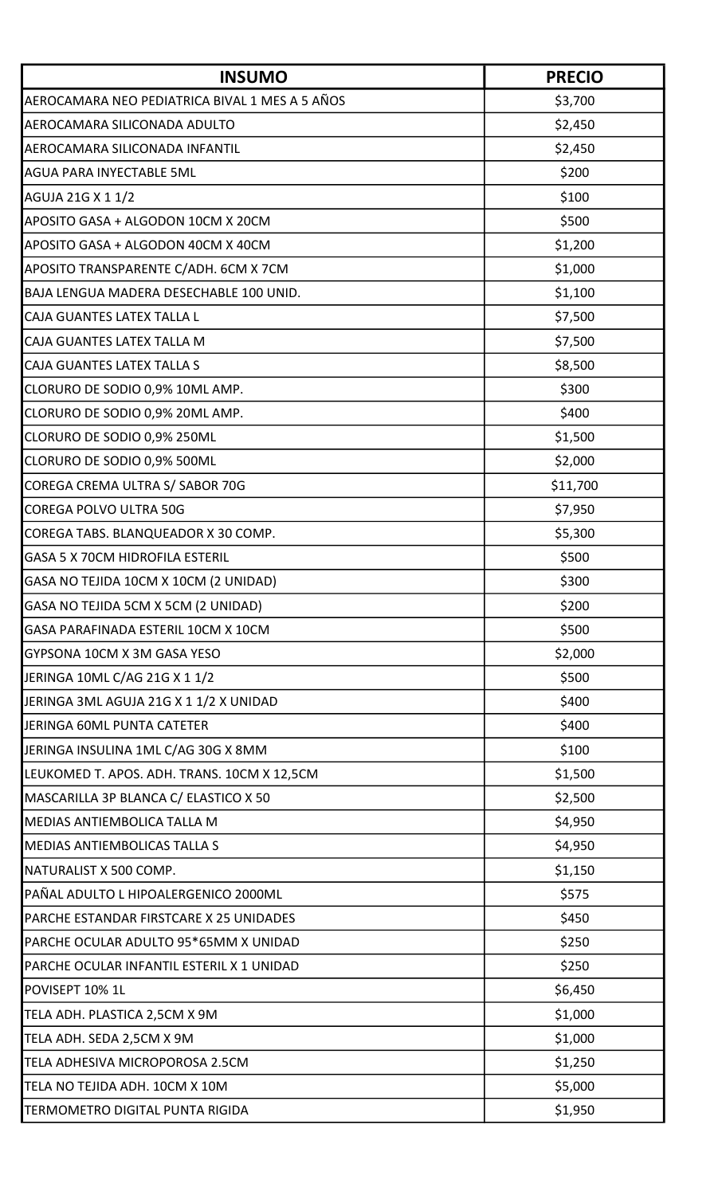| INSUMO | PRECIO |
| --- | --- |
| AEROCAMARA NEO PEDIATRICA BIVAL 1 MES A 5 AÑOS | $3,700 |
| AEROCAMARA SILICONADA ADULTO | $2,450 |
| AEROCAMARA SILICONADA INFANTIL | $2,450 |
| AGUA PARA INYECTABLE 5ML | $200 |
| AGUJA 21G X 1 1/2 | $100 |
| APOSITO GASA + ALGODON 10CM X 20CM | $500 |
| APOSITO GASA + ALGODON 40CM X 40CM | $1,200 |
| APOSITO TRANSPARENTE C/ADH. 6CM X 7CM | $1,000 |
| BAJA LENGUA MADERA DESECHABLE 100 UNID. | $1,100 |
| CAJA GUANTES LATEX TALLA L | $7,500 |
| CAJA GUANTES LATEX TALLA M | $7,500 |
| CAJA GUANTES LATEX TALLA S | $8,500 |
| CLORURO DE SODIO 0,9% 10ML AMP. | $300 |
| CLORURO DE SODIO 0,9% 20ML AMP. | $400 |
| CLORURO DE SODIO 0,9% 250ML | $1,500 |
| CLORURO DE SODIO 0,9% 500ML | $2,000 |
| COREGA CREMA ULTRA S/ SABOR 70G | $11,700 |
| COREGA POLVO ULTRA 50G | $7,950 |
| COREGA TABS. BLANQUEADOR X 30 COMP. | $5,300 |
| GASA 5 X 70CM HIDROFILA ESTERIL | $500 |
| GASA NO TEJIDA 10CM X 10CM (2 UNIDAD) | $300 |
| GASA NO TEJIDA 5CM X 5CM (2 UNIDAD) | $200 |
| GASA PARAFINADA ESTERIL 10CM X 10CM | $500 |
| GYPSONA 10CM X 3M GASA YESO | $2,000 |
| JERINGA 10ML C/AG 21G X 1 1/2 | $500 |
| JERINGA 3ML AGUJA 21G X 1 1/2 X UNIDAD | $400 |
| JERINGA 60ML PUNTA CATETER | $400 |
| JERINGA INSULINA 1ML C/AG 30G X 8MM | $100 |
| LEUKOMED T. APOS. ADH. TRANS. 10CM X 12,5CM | $1,500 |
| MASCARILLA 3P BLANCA C/ ELASTICO X 50 | $2,500 |
| MEDIAS ANTIEMBOLICA TALLA M | $4,950 |
| MEDIAS ANTIEMBOLICAS TALLA S | $4,950 |
| NATURALIST X 500 COMP. | $1,150 |
| PAÑAL ADULTO L HIPOALERGENICO 2000ML | $575 |
| PARCHE ESTANDAR FIRSTCARE X 25 UNIDADES | $450 |
| PARCHE OCULAR ADULTO 95*65MM X UNIDAD | $250 |
| PARCHE OCULAR INFANTIL ESTERIL X 1 UNIDAD | $250 |
| POVISEPT 10% 1L | $6,450 |
| TELA ADH. PLASTICA 2,5CM X 9M | $1,000 |
| TELA ADH. SEDA 2,5CM X 9M | $1,000 |
| TELA ADHESIVA MICROPOROSA 2.5CM | $1,250 |
| TELA NO TEJIDA ADH. 10CM X 10M | $5,000 |
| TERMOMETRO DIGITAL PUNTA RIGIDA | $1,950 |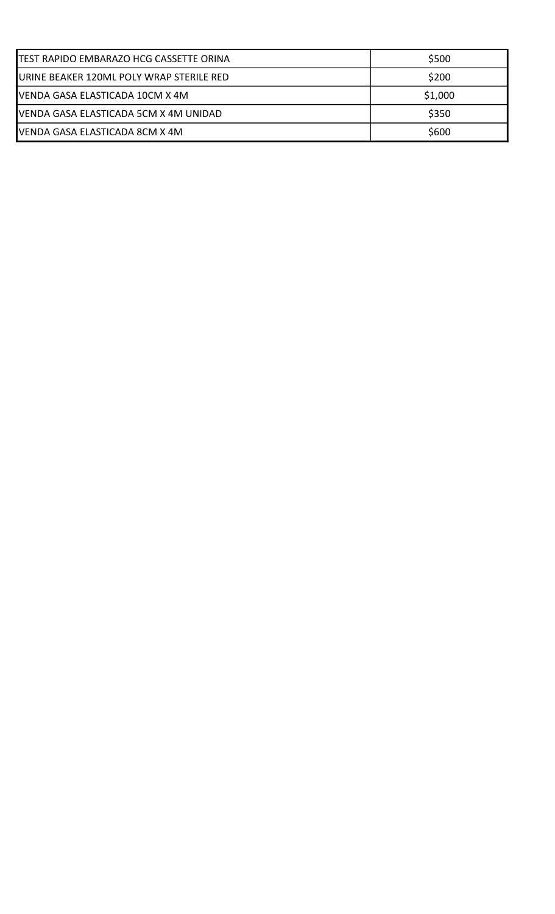| | |
|---|---|
| TEST RAPIDO EMBARAZO HCG CASSETTE ORINA | $500 |
| URINE BEAKER 120ML POLY WRAP STERILE RED | $200 |
| VENDA GASA ELASTICADA 10CM X 4M | $1,000 |
| VENDA GASA ELASTICADA 5CM X 4M UNIDAD | $350 |
| VENDA GASA ELASTICADA 8CM X 4M | $600 |